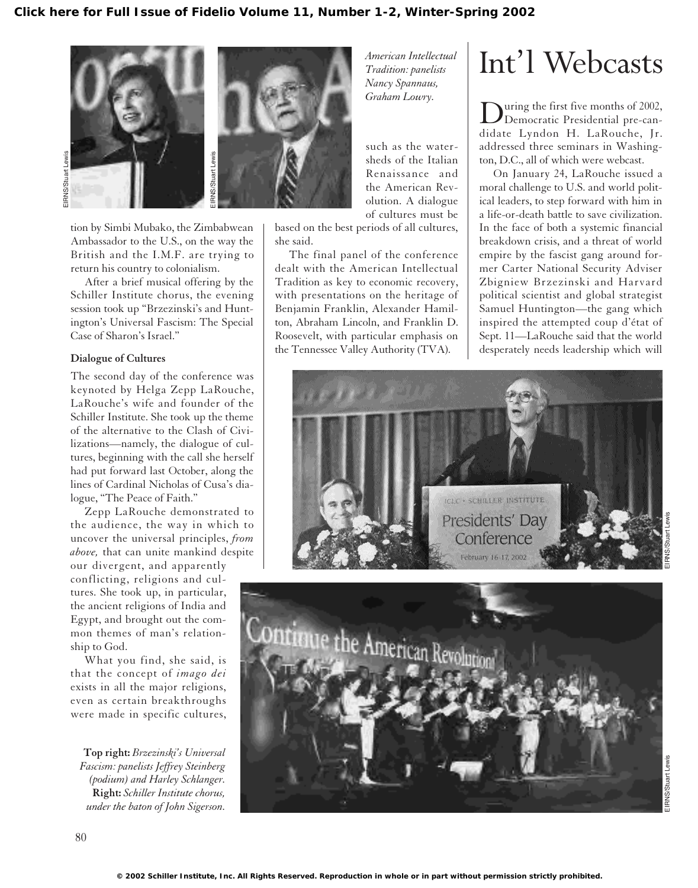**Click here for Full Issue of Fidelio Volume 11, Number 1-2, Winter-Spring 2002**

*American Intellectual Tradition: panelists Nancy Spannaus, Graham Lowry.*

tion by Simbi Mubako, the Zimbabwean Ambassador to the U.S., on the way the British and the I.M.F. are trying to return his country to colonialism.

After a brief musical offering by the Schiller Institute chorus, the evening session took up "Brzezinski's and Huntington's Universal Fascism: The Special Case of Sharon's Israel."

### Dialogue of Cultures

The second day of the conference was keynoted by Helga Zepp LaRouche, LaRouche's wife and founder of the Schiller Institute. She took up the theme of the alternative to the Clash of Civilizations—namely, the dialogue of cultures, beginning with the call she herself had put forward last October, along the lines of Cardinal Nicholas of Cusa's dialogue, "The Peace of Faith."

Zepp LaRouche demonstrated to the audience, the way in which to uncover the universal principles, *from above,* that can unite mankind despite our divergent, and apparently conflicting, religions and cultures. She took up, in particular, the ancient religions of India and Egypt, and brought out the common themes of man's relationship to God.

What you find, she said, is that the concept of *imago dei* exists in all the major religions, even as certain breakthroughs were made in specific cultures, such as the watersheds of the Italian Renaissance and the American Revolution. A dialogue of cultures must be based on the best periods of all cultures, she said.

The final panel of the conference dealt with the American Intellectual Tradition as key to economic recovery, with presentations on the heritage of Benjamin Franklin, Alexander Hamilton, Abraham Lincoln, and Franklin D. Roosevelt, with particular emphasis on the Tennessee Valley Authority (TVA).

**Top right:** *Brzezinski's Universal Fascism: panelists Jeffrey Steinberg (podium) and Harley Schlanger.* **Right:** *Schiller Institute chorus, under the baton of John Sigerson.*

# Int'l Webcasts

During the first five months of 2002, Democratic Presidential pre-candidate Lyndon H. LaRouche, Jr. addressed three seminars in Washington, D.C., all of which were webcast.

On January 24, LaRouche issued a moral challenge to U.S. and world political leaders, to step forward with him in a life-or-death battle to save civilization. In the face of both a systemic financial breakdown crisis, and a threat of world empire by the fascist gang around former Carter National Security Adviser Zbigniew Brzezinski and Harvard political scientist and global strategist Samuel Huntington—the gang which inspired the attempted coup d'état of Sept. 11—LaRouche said that the world desperately needs leadership which will

© 2002 Schiller Institute, Inc. All Rights Reserved. Reproduction in whole or in part without permission strictly prohibited.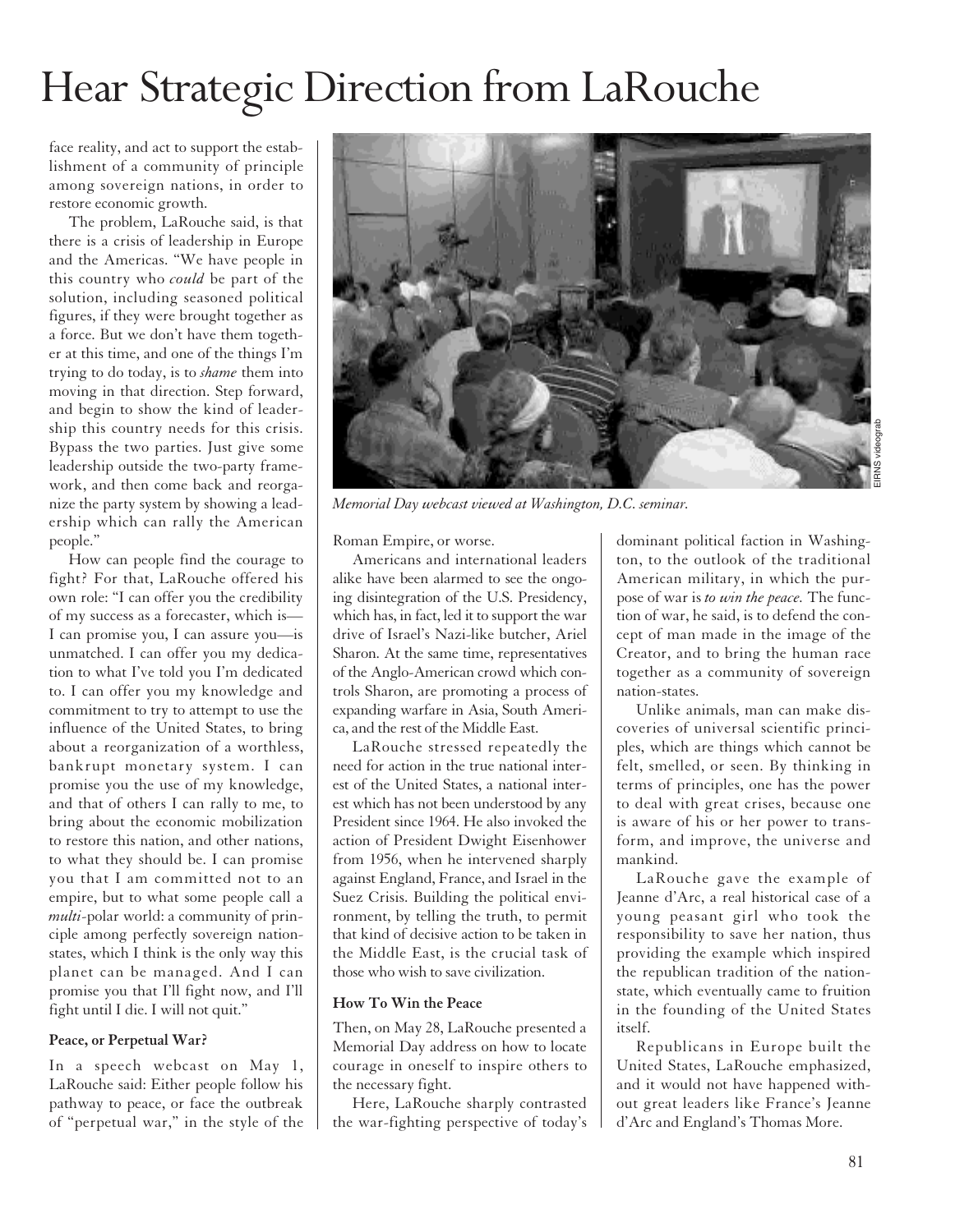# Hear Strategic Direction from LaRouche

face reality, and act to support the establishment of a community of principle among sovereign nations, in order to restore economic growth.

The problem, LaRouche said, is that there is a crisis of leadership in Europe and the Americas. "We have people in this country who *could* be part of the solution, including seasoned political figures, if they were brought together as a force. But we don't have them together at this time, and one of the things I'm trying to do today, is to *shame* them into moving in that direction. Step forward, and begin to show the kind of leadership this country needs for this crisis. Bypass the two parties. Just give some leadership outside the two-party framework, and then come back and reorganize the party system by showing a leadership which can rally the American people."

How can people find the courage to fight? For that, LaRouche offered his own role: "I can offer you the credibility of my success as a forecaster, which is—I can promise you, I can assure you—is unmatched. I can offer you my dedication to what I've told you I'm dedicated to. I can offer you my knowledge and commitment to try to attempt to use the influence of the United States, to bring about a reorganization of a worthless, bankrupt monetary system. I can promise you the use of my knowledge, and that of others I can rally to me, to bring about the economic mobilization to restore this nation, and other nations, to what they should be. I can promise you that I am committed not to an empire, but to what some people call a *multi*-polar world: a community of principle among perfectly sovereign nation-states, which I think is the only way this planet can be managed. And I can promise you that I'll fight now, and I'll fight until I die. I will not quit."

**Peace, or Perpetual War?**

In a speech webcast on May 1, LaRouche said: Either people follow his pathway to peace, or face the outbreak of "perpetual war," in the style of the Roman Empire, or worse.

EIRNS videograb

*Memorial Day webcast viewed at Washington, D.C. seminar.*

Americans and international leaders alike have been alarmed to see the ongoing disintegration of the U.S. Presidency, which has, in fact, led it to support the war drive of Israel's Nazi-like butcher, Ariel Sharon. At the same time, representatives of the Anglo-American crowd which controls Sharon, are promoting a process of expanding warfare in Asia, South America, and the rest of the Middle East.

LaRouche stressed repeatedly the need for action in the true national interest of the United States, a national interest which has not been understood by any President since 1964. He also invoked the action of President Dwight Eisenhower from 1956, when he intervened sharply against England, France, and Israel in the Suez Crisis. Building the political environment, by telling the truth, to permit that kind of decisive action to be taken in the Middle East, is the crucial task of those who wish to save civilization.

**How To Win the Peace**

Then, on May 28, LaRouche presented a Memorial Day address on how to locate courage in oneself to inspire others to the necessary fight.

Here, LaRouche sharply contrasted the war-fighting perspective of today's dominant political faction in Washington, to the outlook of the traditional American military, in which the purpose of war is *to win the peace.* The function of war, he said, is to defend the concept of man made in the image of the Creator, and to bring the human race together as a community of sovereign nation-states.

Unlike animals, man can make discoveries of universal scientific principles, which are things which cannot be felt, smelled, or seen. By thinking in terms of principles, one has the power to deal with great crises, because one is aware of his or her power to transform, and improve, the universe and mankind.

LaRouche gave the example of Jeanne d'Arc, a real historical case of a young peasant girl who took the responsibility to save her nation, thus providing the example which inspired the republican tradition of the nation-state, which eventually came to fruition in the founding of the United States itself.

Republicans in Europe built the United States, LaRouche emphasized, and it would not have happened without great leaders like France's Jeanne d'Arc and England's Thomas More.